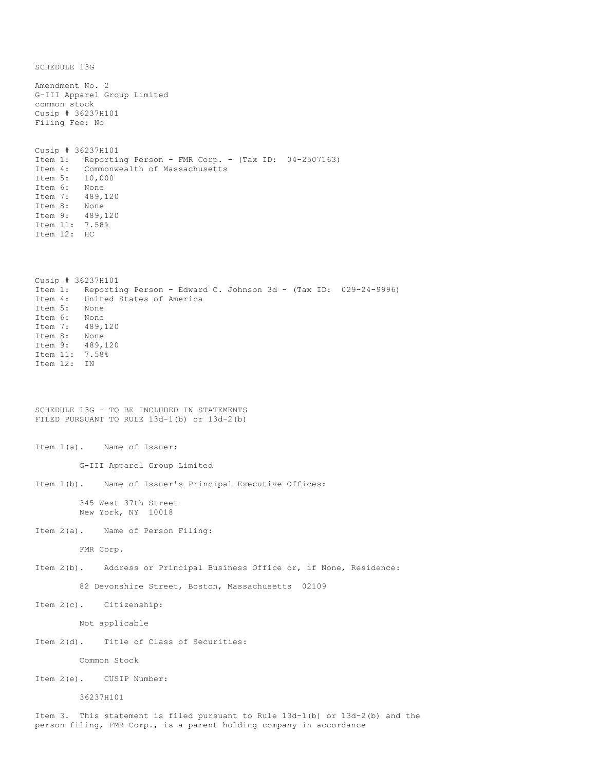SCHEDULE 13G

Amendment No. 2
G-III Apparel Group Limited
common stock
Cusip # 36237H101
Filing Fee: No

Cusip # 36237H101
Item 1: Reporting Person - FMR Corp. - (Tax ID: 04-2507163)
Item 4: Commonwealth of Massachusetts
Item 5: 10,000
Item 6: None
Item 7: 489,120
Item 8: None
Item 9: 489,120
Item 11: 7.58%
Item 12: HC

Cusip # 36237H101
Item 1: Reporting Person - Edward C. Johnson 3d - (Tax ID: 029-24-9996)
Item 4: United States of America
Item 5: None
Item 6: None
Item 7: 489,120
Item 8: None
Item 9: 489,120
Item 11: 7.58%
Item 12: IN

SCHEDULE 13G - TO BE INCLUDED IN STATEMENTS
FILED PURSUANT TO RULE 13d-1(b) or 13d-2(b)

Item 1(a). Name of Issuer:

G-III Apparel Group Limited

Item 1(b). Name of Issuer's Principal Executive Offices:

345 West 37th Street
New York, NY 10018

Item 2(a). Name of Person Filing:

FMR Corp.

Item 2(b). Address or Principal Business Office or, if None, Residence:

82 Devonshire Street, Boston, Massachusetts 02109

Item 2(c). Citizenship:

Not applicable

Item 2(d). Title of Class of Securities:

Common Stock

Item 2(e). CUSIP Number:

36237H101

Item 3. This statement is filed pursuant to Rule 13d-1(b) or 13d-2(b) and the person filing, FMR Corp., is a parent holding company in accordance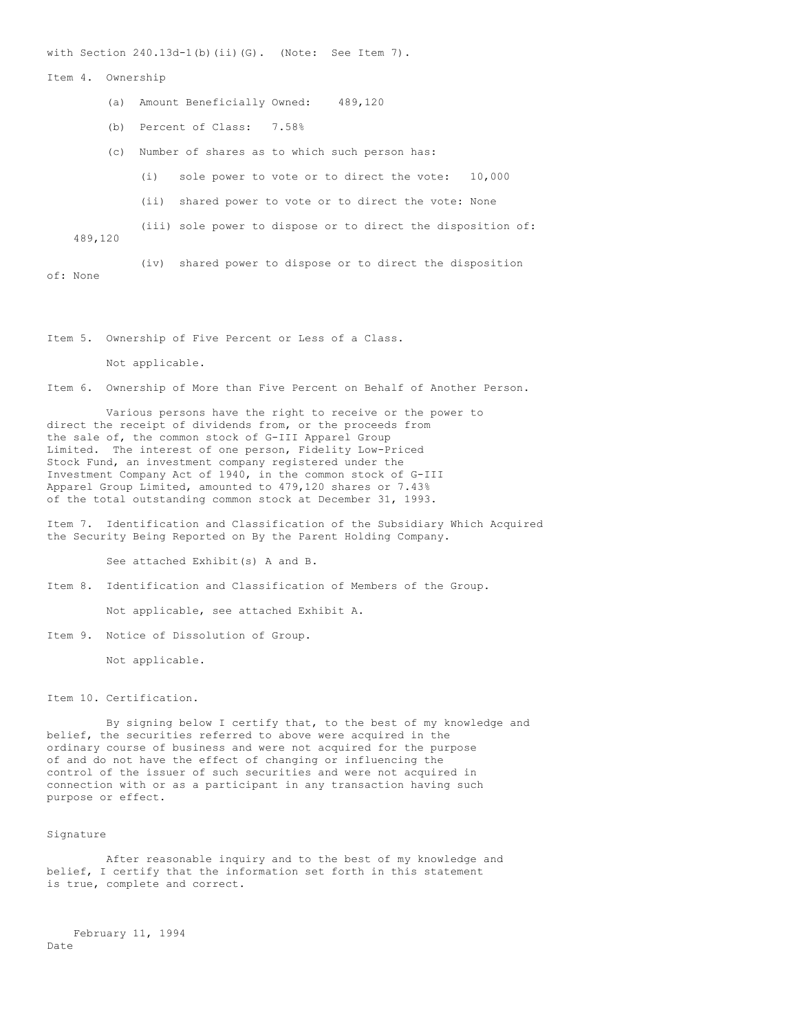with Section 240.13d-1(b)(ii)(G). (Note: See Item 7).

Item 4. Ownership

(a) Amount Beneficially Owned: 489,120

(b) Percent of Class: 7.58%

(c) Number of shares as to which such person has:

(i) sole power to vote or to direct the vote: 10,000

(ii) shared power to vote or to direct the vote: None

(iii) sole power to dispose or to direct the disposition of: 489,120

(iv) shared power to dispose or to direct the disposition of: None

Item 5. Ownership of Five Percent or Less of a Class.

Not applicable.

Item 6. Ownership of More than Five Percent on Behalf of Another Person.

Various persons have the right to receive or the power to direct the receipt of dividends from, or the proceeds from the sale of, the common stock of G-III Apparel Group Limited. The interest of one person, Fidelity Low-Priced Stock Fund, an investment company registered under the Investment Company Act of 1940, in the common stock of G-III Apparel Group Limited, amounted to 479,120 shares or 7.43% of the total outstanding common stock at December 31, 1993.

Item 7. Identification and Classification of the Subsidiary Which Acquired the Security Being Reported on By the Parent Holding Company.

See attached Exhibit(s) A and B.

Item 8. Identification and Classification of Members of the Group.

Not applicable, see attached Exhibit A.

Item 9. Notice of Dissolution of Group.

Not applicable.

Item 10. Certification.

By signing below I certify that, to the best of my knowledge and belief, the securities referred to above were acquired in the ordinary course of business and were not acquired for the purpose of and do not have the effect of changing or influencing the control of the issuer of such securities and were not acquired in connection with or as a participant in any transaction having such purpose or effect.

Signature

After reasonable inquiry and to the best of my knowledge and belief, I certify that the information set forth in this statement is true, complete and correct.

February 11, 1994
Date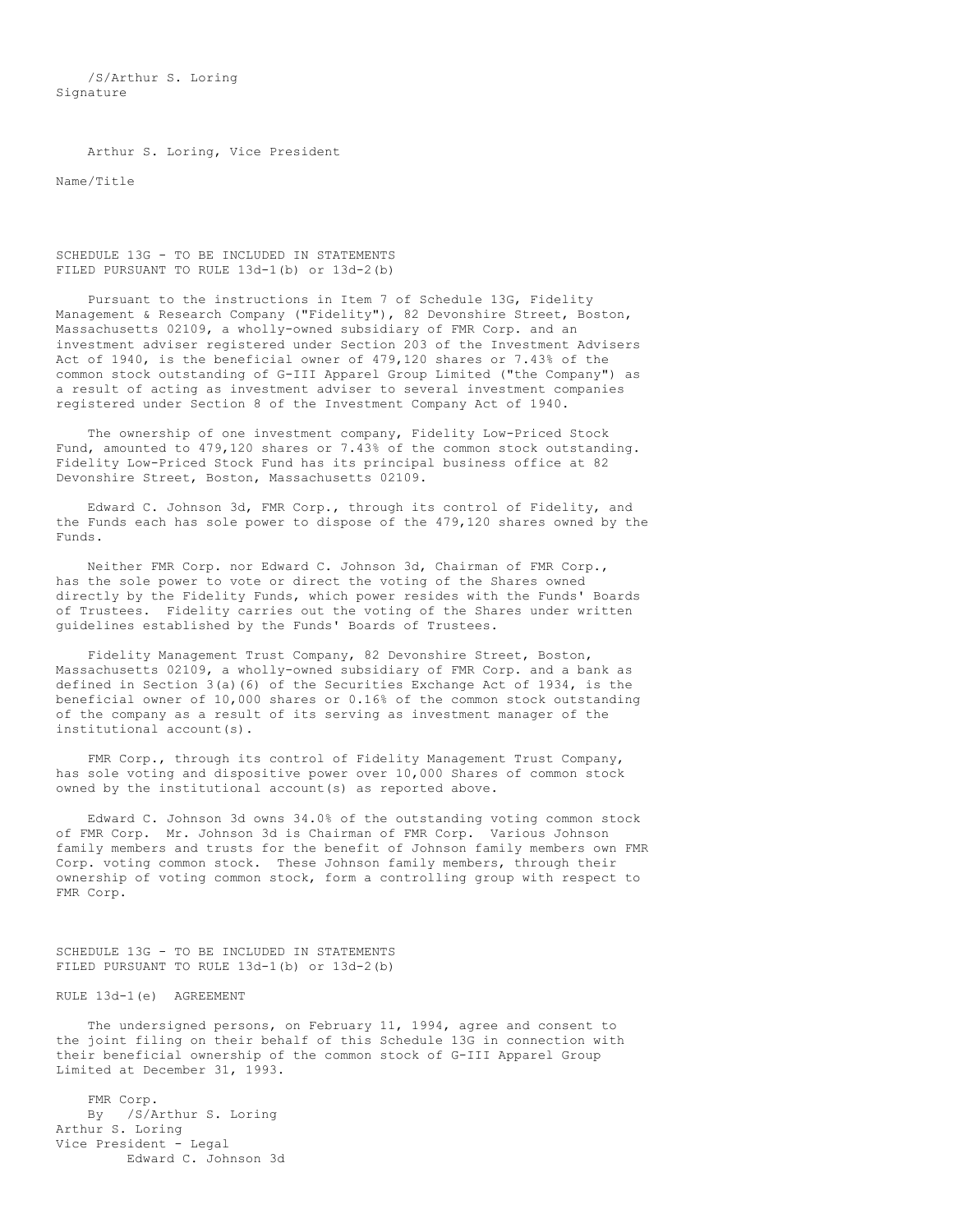/S/Arthur S. Loring
Signature

Arthur S. Loring, Vice President

Name/Title

SCHEDULE 13G - TO BE INCLUDED IN STATEMENTS
FILED PURSUANT TO RULE 13d-1(b) or 13d-2(b)

Pursuant to the instructions in Item 7 of Schedule 13G, Fidelity Management & Research Company ("Fidelity"), 82 Devonshire Street, Boston, Massachusetts 02109, a wholly-owned subsidiary of FMR Corp. and an investment adviser registered under Section 203 of the Investment Advisers Act of 1940, is the beneficial owner of 479,120 shares or 7.43% of the common stock outstanding of G-III Apparel Group Limited ("the Company") as a result of acting as investment adviser to several investment companies registered under Section 8 of the Investment Company Act of 1940.

The ownership of one investment company, Fidelity Low-Priced Stock Fund, amounted to 479,120 shares or 7.43% of the common stock outstanding. Fidelity Low-Priced Stock Fund has its principal business office at 82 Devonshire Street, Boston, Massachusetts 02109.

Edward C. Johnson 3d, FMR Corp., through its control of Fidelity, and the Funds each has sole power to dispose of the 479,120 shares owned by the Funds.

Neither FMR Corp. nor Edward C. Johnson 3d, Chairman of FMR Corp., has the sole power to vote or direct the voting of the Shares owned directly by the Fidelity Funds, which power resides with the Funds' Boards of Trustees. Fidelity carries out the voting of the Shares under written guidelines established by the Funds' Boards of Trustees.

Fidelity Management Trust Company, 82 Devonshire Street, Boston, Massachusetts 02109, a wholly-owned subsidiary of FMR Corp. and a bank as defined in Section 3(a)(6) of the Securities Exchange Act of 1934, is the beneficial owner of 10,000 shares or 0.16% of the common stock outstanding of the company as a result of its serving as investment manager of the institutional account(s).

FMR Corp., through its control of Fidelity Management Trust Company, has sole voting and dispositive power over 10,000 Shares of common stock owned by the institutional account(s) as reported above.

Edward C. Johnson 3d owns 34.0% of the outstanding voting common stock of FMR Corp. Mr. Johnson 3d is Chairman of FMR Corp. Various Johnson family members and trusts for the benefit of Johnson family members own FMR Corp. voting common stock. These Johnson family members, through their ownership of voting common stock, form a controlling group with respect to FMR Corp.

SCHEDULE 13G - TO BE INCLUDED IN STATEMENTS
FILED PURSUANT TO RULE 13d-1(b) or 13d-2(b)

RULE 13d-1(e) AGREEMENT

The undersigned persons, on February 11, 1994, agree and consent to the joint filing on their behalf of this Schedule 13G in connection with their beneficial ownership of the common stock of G-III Apparel Group Limited at December 31, 1993.

FMR Corp.
By /S/Arthur S. Loring
Arthur S. Loring
Vice President - Legal
Edward C. Johnson 3d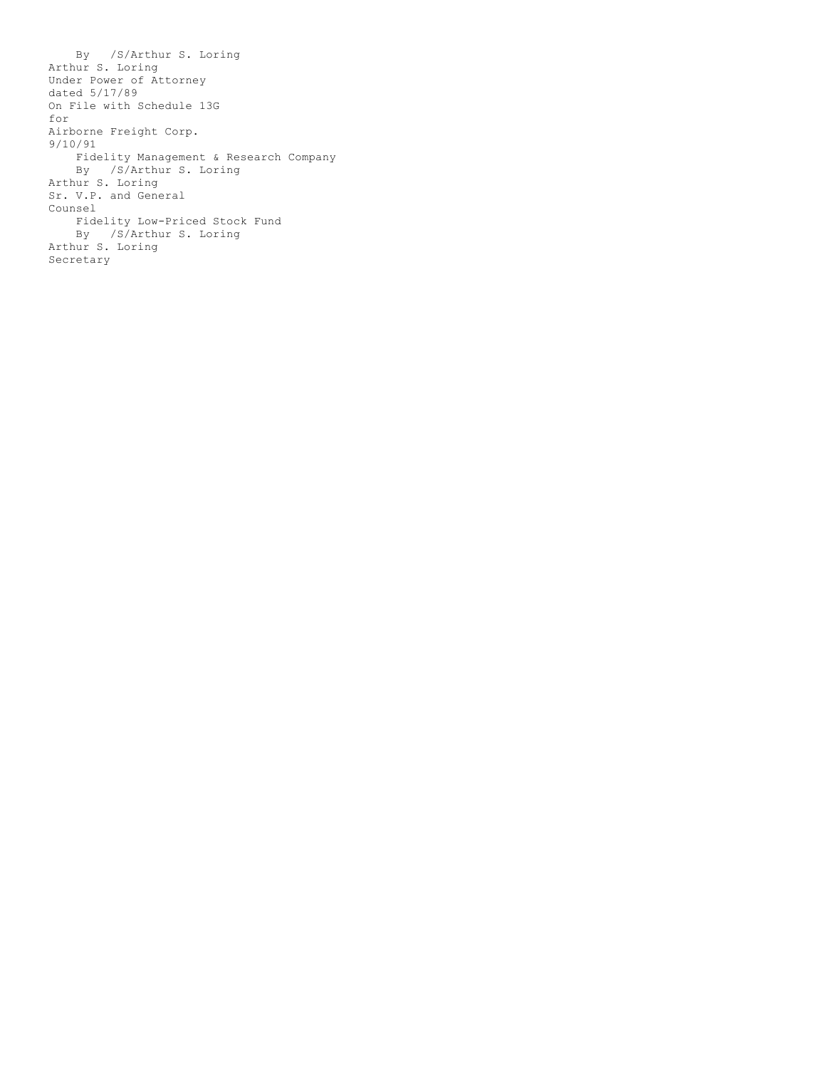By /S/Arthur S. Loring
Arthur S. Loring
Under Power of Attorney
dated 5/17/89
On File with Schedule 13G
for
Airborne Freight Corp.
9/10/91

Fidelity Management & Research Company

By /S/Arthur S. Loring
Arthur S. Loring
Sr. V.P. and General
Counsel

Fidelity Low-Priced Stock Fund

By /S/Arthur S. Loring
Arthur S. Loring
Secretary